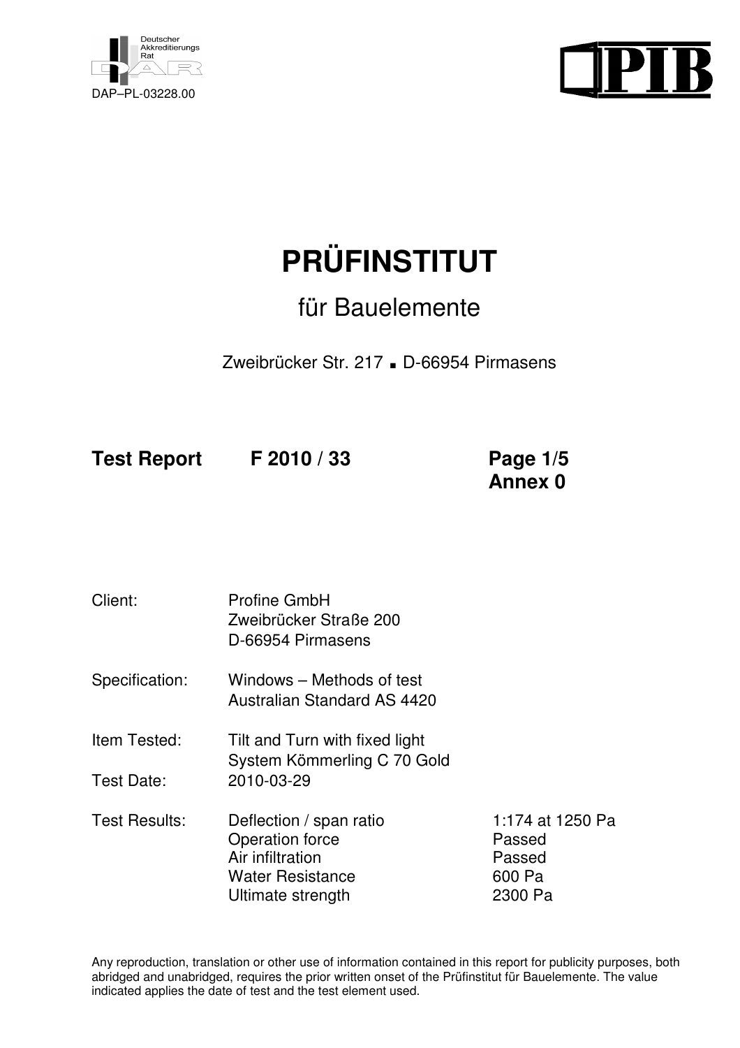Deutscher Akkreditierungs Rat

DAP–PL-03228.00

PIB

# PRÜFINSTITUT

## für Bauelemente

Zweibrücker Str. 217 ▪ D-66954 Pirmasens

**Test Report** **F 2010 / 33** **Page 1/5**
**Annex 0**

| | | |
|---|---|---|
| Client: | Profine GmbH<br>Zweibrücker Straße 200<br>D-66954 Pirmasens | |
| Specification: | Windows – Methods of test<br>Australian Standard AS 4420 | |
| Item Tested: | Tilt and Turn with fixed light<br>System Kömmerling C 70 Gold | |
| Test Date: | 2010-03-29 | |
| Test Results: | Deflection / span ratio | 1:174 at 1250 Pa |
| | Operation force | Passed |
| | Air infiltration | Passed |
| | Water Resistance | 600 Pa |
| | Ultimate strength | 2300 Pa |

Any reproduction, translation or other use of information contained in this report for publicity purposes, both abridged and unabridged, requires the prior written onset of the Prüfinstitut für Bauelemente. The value indicated applies the date of test and the test element used.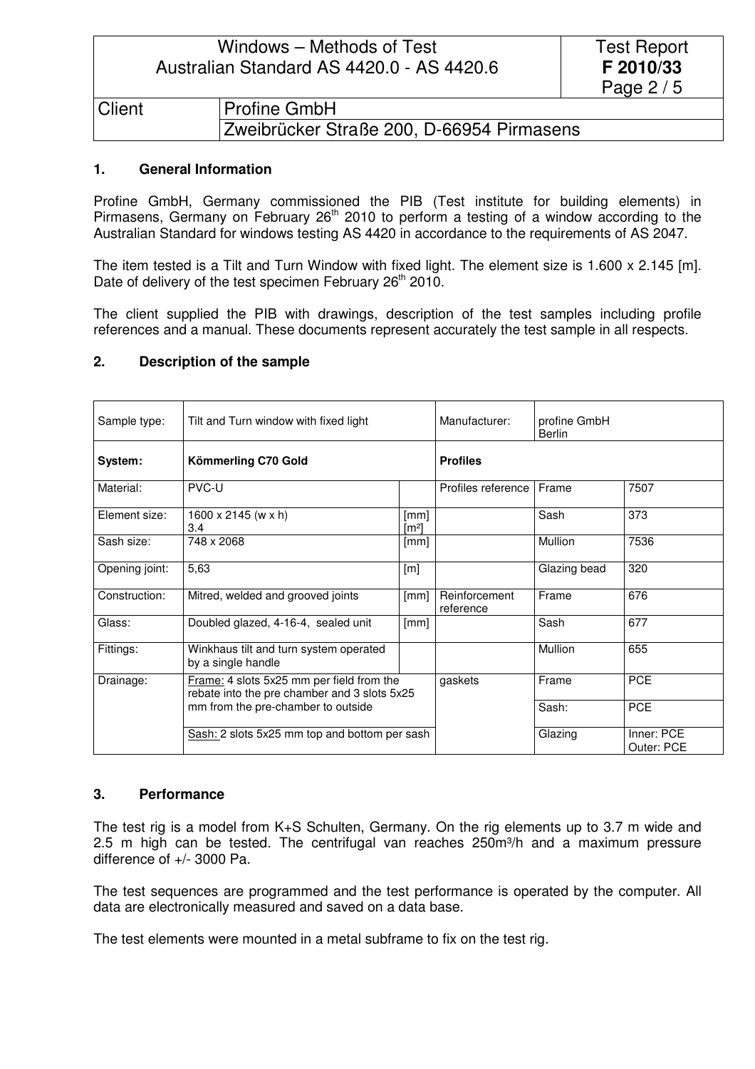## 1. General Information

Profine GmbH, Germany commissioned the PIB (Test institute for building elements) in Pirmasens, Germany on February 26th 2010 to perform a testing of a window according to the Australian Standard for windows testing AS 4420 in accordance to the requirements of AS 2047.

The item tested is a Tilt and Turn Window with fixed light. The element size is 1.600 x 2.145 [m]. Date of delivery of the test specimen February 26th 2010.

The client supplied the PIB with drawings, description of the test samples including profile references and a manual. These documents represent accurately the test sample in all respects.

## 2. Description of the sample

| Sample type: | Tilt and Turn window with fixed light | | Manufacturer: | profine GmbH Berlin | |
|---|---|---|---|---|---|
| **System:** | **Kömmerling C70 Gold** | | **Profiles** | | |
| Material: | PVC-U | | Profiles reference | Frame | 7507 |
| Element size: | 1600 x 2145 (w x h)<br>3.4 | [mm]<br>[m²] | | Sash | 373 |
| Sash size: | 748 x 2068 | [mm] | | Mullion | 7536 |
| Opening joint: | 5,63 | [m] | | Glazing bead | 320 |
| Construction: | Mitred, welded and grooved joints | [mm] | Reinforcement reference | Frame | 676 |
| Glass: | Doubled glazed, 4-16-4, sealed unit | [mm] | | Sash | 677 |
| Fittings: | Winkhaus tilt and turn system operated by a single handle | | | Mullion | 655 |
| Drainage: | Frame: 4 slots 5x25 mm per field from the rebate into the pre chamber and 3 slots 5x25 mm from the pre-chamber to outside | | gaskets | Frame | PCE |
| | | | | Sash: | PCE |
| | Sash: 2 slots 5x25 mm top and bottom per sash | | | Glazing | Inner: PCE<br>Outer: PCE |

## 3. Performance

The test rig is a model from K+S Schulten, Germany. On the rig elements up to 3.7 m wide and 2.5 m high can be tested. The centrifugal van reaches 250m³/h and a maximum pressure difference of +/- 3000 Pa.

The test sequences are programmed and the test performance is operated by the computer. All data are electronically measured and saved on a data base.

The test elements were mounted in a metal subframe to fix on the test rig.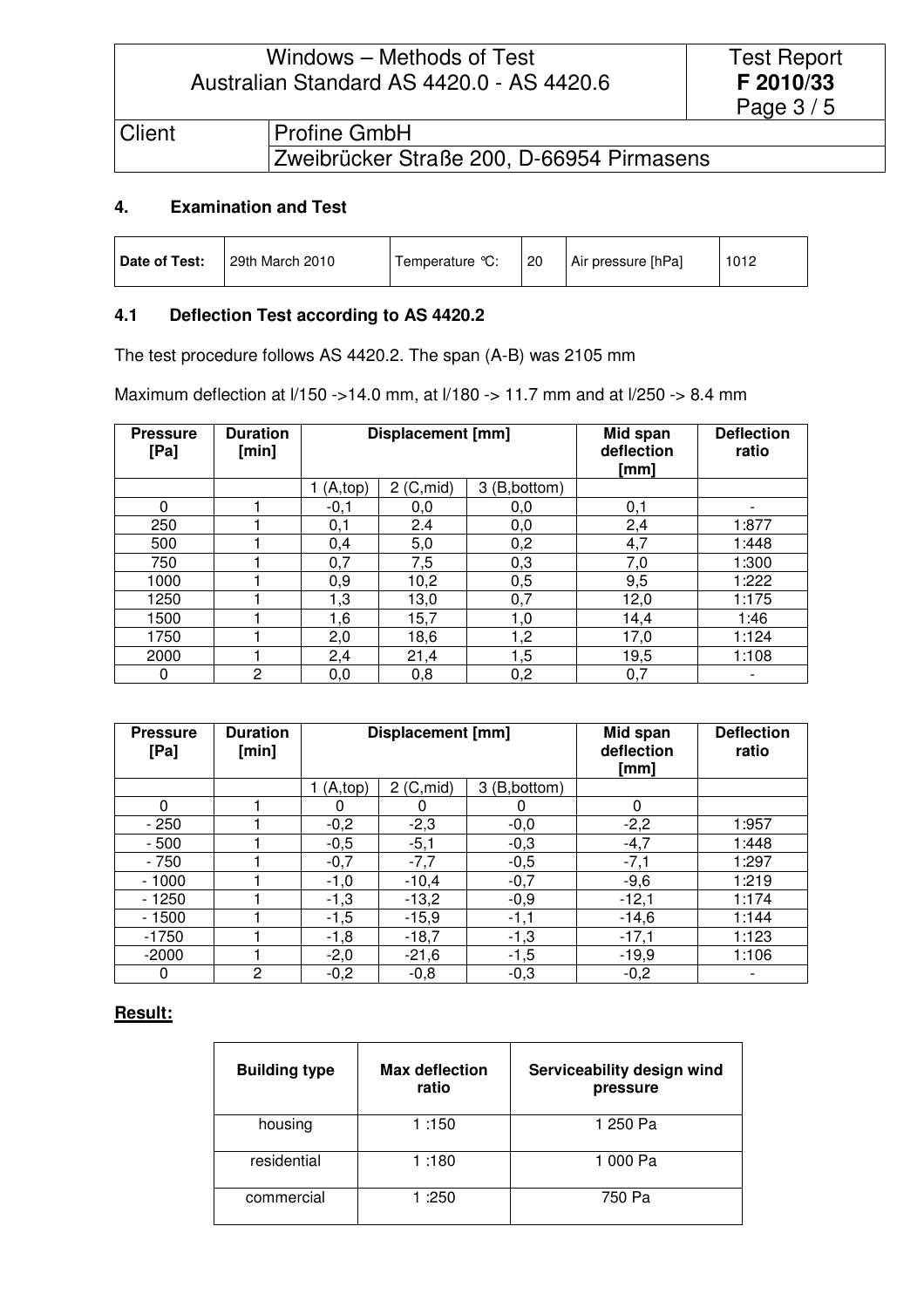## 4. Examination and Test

| **Date of Test:** | 29th March 2010 | Temperature °C: | 20 | Air pressure [hPa] | 1012 |
|---|---|---|---|---|---|

### 4.1 Deflection Test according to AS 4420.2

The test procedure follows AS 4420.2. The span (A-B) was 2105 mm

Maximum deflection at l/150 ->14.0 mm, at l/180 -> 11.7 mm and at l/250 -> 8.4 mm

| **Pressure [Pa]** | **Duration [min]** | **Displacement [mm]** | | | **Mid span deflection [mm]** | **Deflection ratio** |
|---|---|---|---|---|---|---|
| | | 1 (A,top) | 2 (C,mid) | 3 (B,bottom) | | |
| 0 | 1 | -0,1 | 0,0 | 0,0 | 0,1 | - |
| 250 | 1 | 0,1 | 2.4 | 0,0 | 2,4 | 1:877 |
| 500 | 1 | 0,4 | 5,0 | 0,2 | 4,7 | 1:448 |
| 750 | 1 | 0,7 | 7,5 | 0,3 | 7,0 | 1:300 |
| 1000 | 1 | 0,9 | 10,2 | 0,5 | 9,5 | 1:222 |
| 1250 | 1 | 1,3 | 13,0 | 0,7 | 12,0 | 1:175 |
| 1500 | 1 | 1,6 | 15,7 | 1,0 | 14,4 | 1:46 |
| 1750 | 1 | 2,0 | 18,6 | 1,2 | 17,0 | 1:124 |
| 2000 | 1 | 2,4 | 21,4 | 1,5 | 19,5 | 1:108 |
| 0 | 2 | 0,0 | 0,8 | 0,2 | 0,7 | - |

| **Pressure [Pa]** | **Duration [min]** | **Displacement [mm]** | | | **Mid span deflection [mm]** | **Deflection ratio** |
|---|---|---|---|---|---|---|
| | | 1 (A,top) | 2 (C,mid) | 3 (B,bottom) | | |
| 0 | 1 | 0 | 0 | 0 | 0 | |
| - 250 | 1 | -0,2 | -2,3 | -0,0 | -2,2 | 1:957 |
| - 500 | 1 | -0,5 | -5,1 | -0,3 | -4,7 | 1:448 |
| - 750 | 1 | -0,7 | -7,7 | -0,5 | -7,1 | 1:297 |
| - 1000 | 1 | -1,0 | -10,4 | -0,7 | -9,6 | 1:219 |
| - 1250 | 1 | -1,3 | -13,2 | -0,9 | -12,1 | 1:174 |
| - 1500 | 1 | -1,5 | -15,9 | -1,1 | -14,6 | 1:144 |
| -1750 | 1 | -1,8 | -18,7 | -1,3 | -17,1 | 1:123 |
| -2000 | 1 | -2,0 | -21,6 | -1,5 | -19,9 | 1:106 |
| 0 | 2 | -0,2 | -0,8 | -0,3 | -0,2 | - |

**Result:**

| **Building type** | **Max deflection ratio** | **Serviceability design wind pressure** |
|---|---|---|
| housing | 1 :150 | 1 250 Pa |
| residential | 1 :180 | 1 000 Pa |
| commercial | 1 :250 | 750 Pa |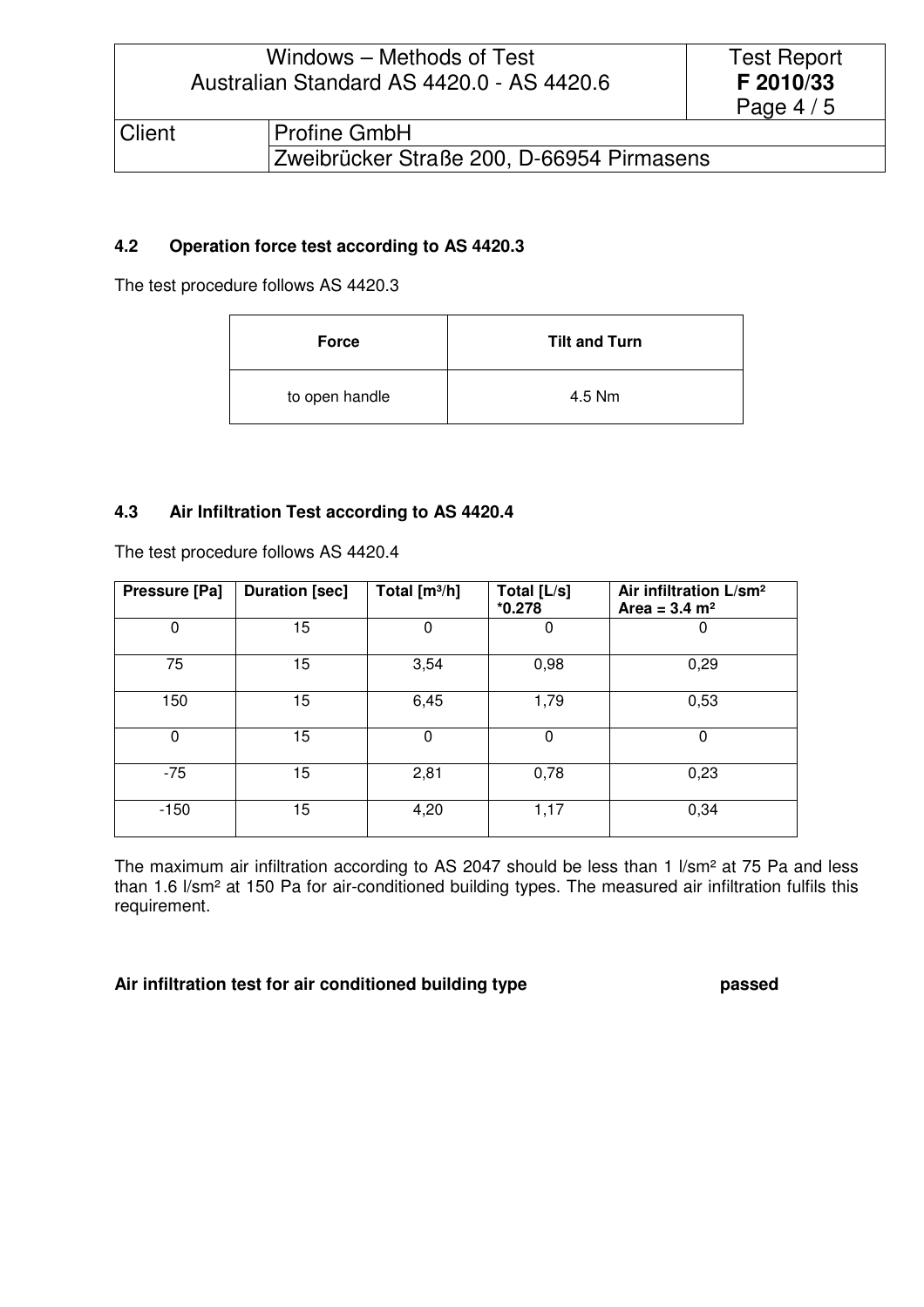### 4.2 Operation force test according to AS 4420.3

The test procedure follows AS 4420.3

| Force | Tilt and Turn |
|---|---|
| to open handle | 4.5 Nm |

### 4.3 Air Infiltration Test according to AS 4420.4

The test procedure follows AS 4420.4

| Pressure [Pa] | Duration [sec] | Total [$m^3$/h] | Total [L/s] *0.278 | Air infiltration L/sm² Area = 3.4 m² |
|---|---|---|---|---|
| 0 | 15 | 0 | 0 | 0 |
| 75 | 15 | 3,54 | 0,98 | 0,29 |
| 150 | 15 | 6,45 | 1,79 | 0,53 |
| 0 | 15 | 0 | 0 | 0 |
| -75 | 15 | 2,81 | 0,78 | 0,23 |
| -150 | 15 | 4,20 | 1,17 | 0,34 |

The maximum air infiltration according to AS 2047 should be less than 1 l/sm² at 75 Pa and less than 1.6 l/sm² at 150 Pa for air-conditioned building types. The measured air infiltration fulfils this requirement.

**Air infiltration test for air conditioned building type passed**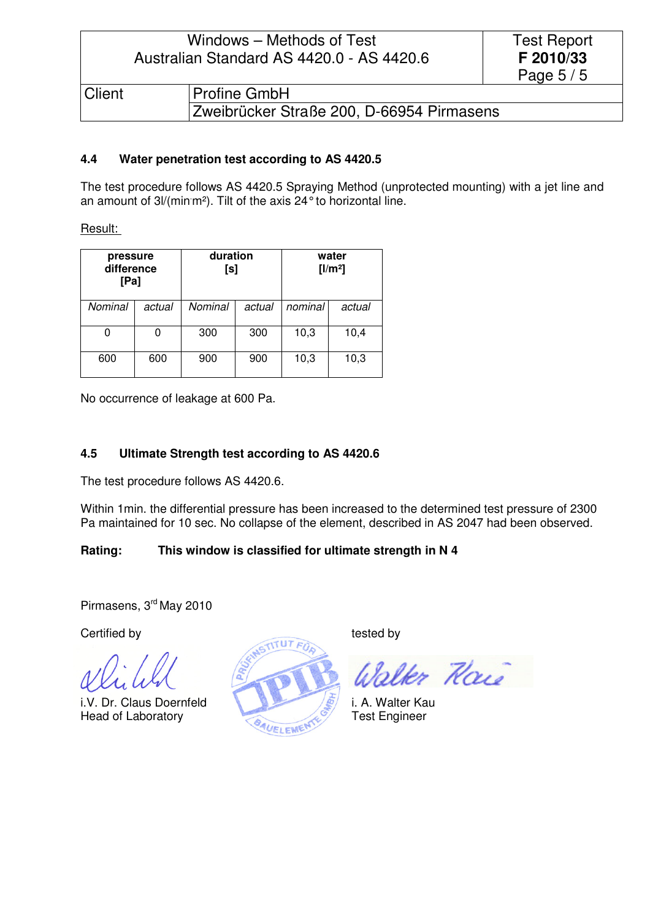## 4.4 Water penetration test according to AS 4420.5

The test procedure follows AS 4420.5 Spraying Method (unprotected mounting) with a jet line and an amount of 3l/(min·m²). Tilt of the axis 24° to horizontal line.

Result:

| pressure difference [Pa] | | duration [s] | | water [l/m²] | |
|---|---|---|---|---|---|
| *Nominal* | *actual* | *Nominal* | *actual* | *nominal* | *actual* |
| 0 | 0 | 300 | 300 | 10,3 | 10,4 |
| 600 | 600 | 900 | 900 | 10,3 | 10,3 |

No occurrence of leakage at 600 Pa.

## 4.5 Ultimate Strength test according to AS 4420.6

The test procedure follows AS 4420.6.

Within 1min. the differential pressure has been increased to the determined test pressure of 2300 Pa maintained for 10 sec. No collapse of the element, described in AS 2047 had been observed.

**Rating: This window is classified for ultimate strength in N 4**

Pirmasens, 3rd May 2010

Certified by

i.V. Dr. Claus Doernfeld
Head of Laboratory

tested by

i. A. Walter Kau
Test Engineer